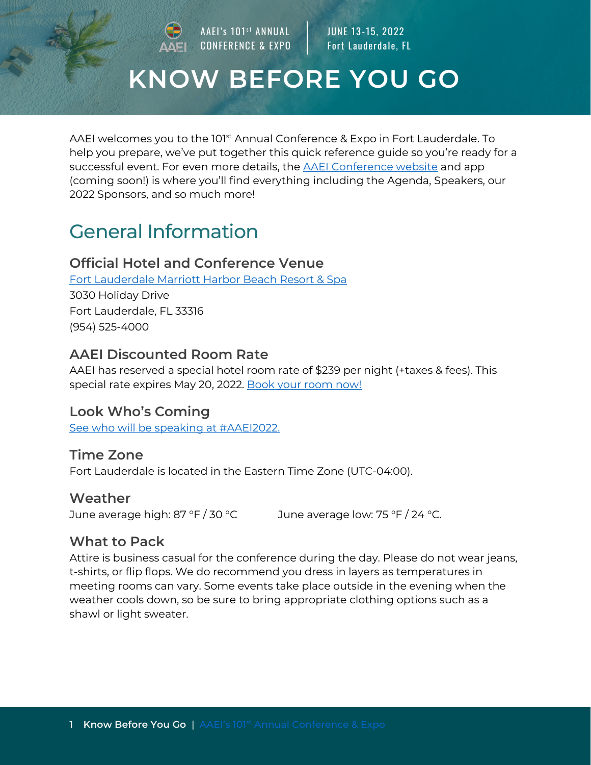AAEI's 101st ANNUAL CONFERENCE & EXPO | JUNE 13-15, 2022 Fort Lauderdale, FL

# KNOW BEFORE YOU GO

AAEI welcomes you to the 101st Annual Conference & Expo in Fort Lauderdale. To help you prepare, we've put together this quick reference guide so you're ready for a successful event. For even more details, the AAEI Conference website and app (coming soon!) is where you'll find everything including the Agenda, Speakers, our 2022 Sponsors, and so much more!

## General Information

### Official Hotel and Conference Venue

Fort Lauderdale Marriott Harbor Beach Resort & Spa
3030 Holiday Drive
Fort Lauderdale, FL 33316
(954) 525-4000

### AAEI Discounted Room Rate

AAEI has reserved a special hotel room rate of $239 per night (+taxes & fees). This special rate expires May 20, 2022. Book your room now!

### Look Who's Coming

See who will be speaking at #AAEI2022.

### Time Zone

Fort Lauderdale is located in the Eastern Time Zone (UTC-04:00).

### Weather

June average high: 87 °F / 30 °C

June average low: 75 °F / 24 °C.

### What to Pack

Attire is business casual for the conference during the day. Please do not wear jeans, t-shirts, or flip flops. We do recommend you dress in layers as temperatures in meeting rooms can vary. Some events take place outside in the evening when the weather cools down, so be sure to bring appropriate clothing options such as a shawl or light sweater.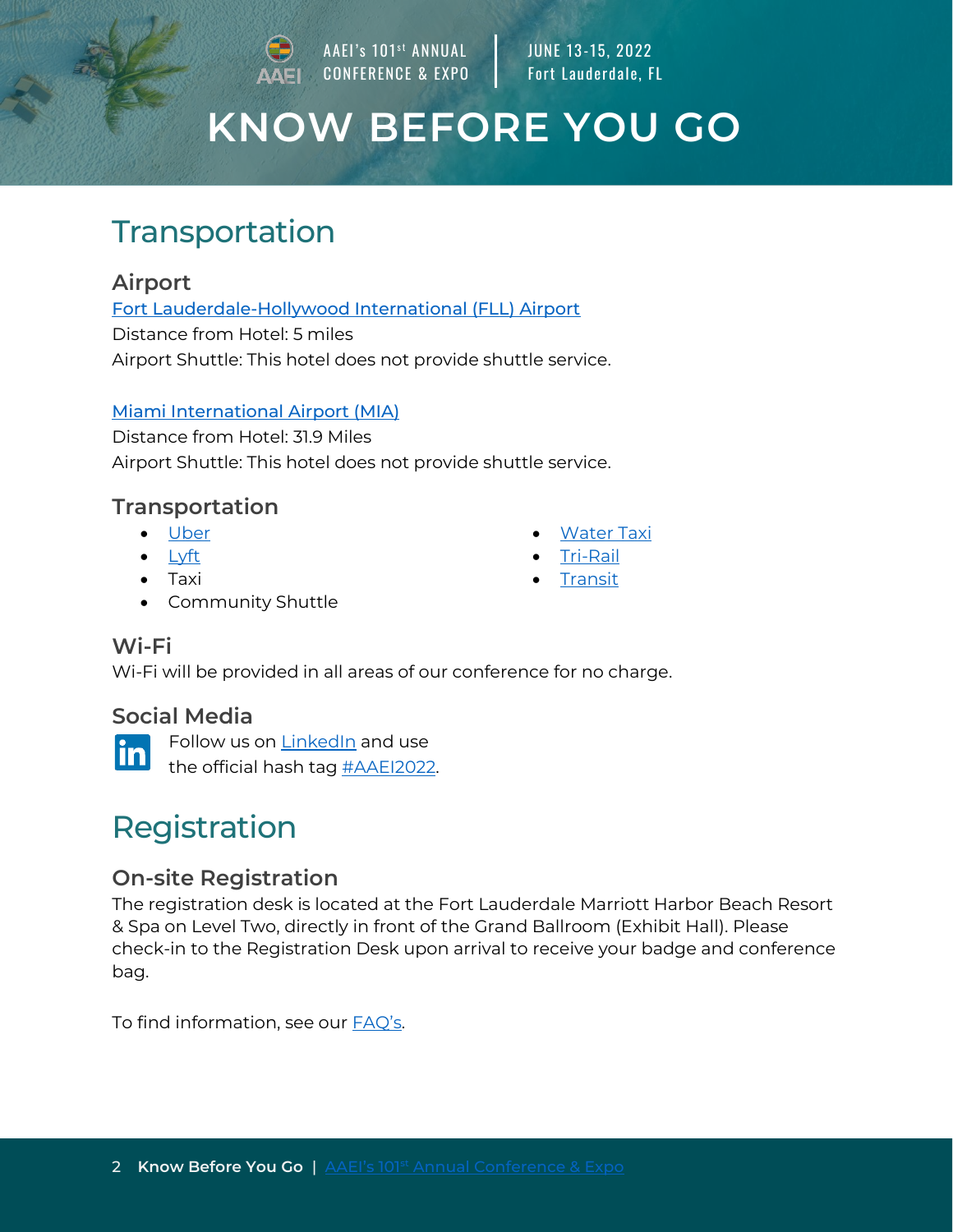# KNOW BEFORE YOU GO

AAEI's 101st ANNUAL CONFERENCE & EXPO | JUNE 13-15, 2022 Fort Lauderdale, FL

## Transportation

### Airport

Fort Lauderdale-Hollywood International (FLL) Airport
Distance from Hotel: 5 miles
Airport Shuttle: This hotel does not provide shuttle service.

Miami International Airport (MIA)
Distance from Hotel: 31.9 Miles
Airport Shuttle: This hotel does not provide shuttle service.

### Transportation

- Uber
- Lyft
- Taxi
- Community Shuttle
- Water Taxi
- Tri-Rail
- Transit

### Wi-Fi

Wi-Fi will be provided in all areas of our conference for no charge.

### Social Media

Follow us on LinkedIn and use the official hash tag #AAEI2022.

## Registration

### On-site Registration

The registration desk is located at the Fort Lauderdale Marriott Harbor Beach Resort & Spa on Level Two, directly in front of the Grand Ballroom (Exhibit Hall). Please check-in to the Registration Desk upon arrival to receive your badge and conference bag.

To find information, see our FAQ's.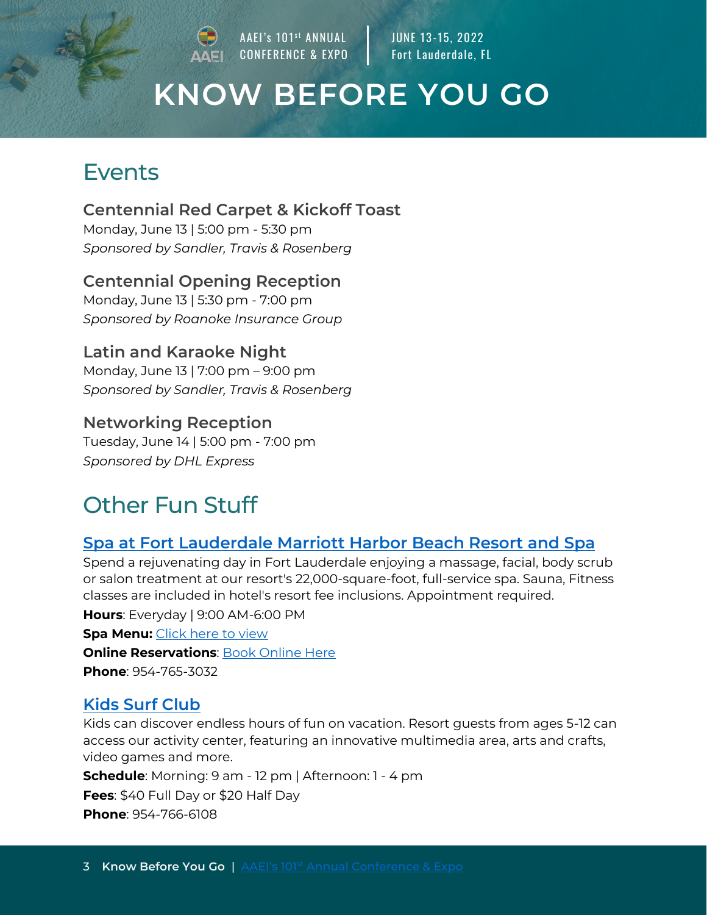# KNOW BEFORE YOU GO

## Events

### Centennial Red Carpet & Kickoff Toast

Monday, June 13 | 5:00 pm - 5:30 pm
*Sponsored by Sandler, Travis & Rosenberg*

### Centennial Opening Reception

Monday, June 13 | 5:30 pm - 7:00 pm
*Sponsored by Roanoke Insurance Group*

### Latin and Karaoke Night

Monday, June 13 | 7:00 pm – 9:00 pm
*Sponsored by Sandler, Travis & Rosenberg*

### Networking Reception

Tuesday, June 14 | 5:00 pm - 7:00 pm
*Sponsored by DHL Express*

## Other Fun Stuff

### Spa at Fort Lauderdale Marriott Harbor Beach Resort and Spa

Spend a rejuvenating day in Fort Lauderdale enjoying a massage, facial, body scrub or salon treatment at our resort's 22,000-square-foot, full-service spa. Sauna, Fitness classes are included in hotel's resort fee inclusions. Appointment required.

**Hours**: Everyday | 9:00 AM-6:00 PM
**Spa Menu:** Click here to view
**Online Reservations**: Book Online Here
**Phone**: 954-765-3032

### Kids Surf Club

Kids can discover endless hours of fun on vacation. Resort guests from ages 5-12 can access our activity center, featuring an innovative multimedia area, arts and crafts, video games and more.

**Schedule**: Morning: 9 am - 12 pm | Afternoon: 1 - 4 pm
**Fees**: $40 Full Day or $20 Half Day
**Phone**: 954-766-6108